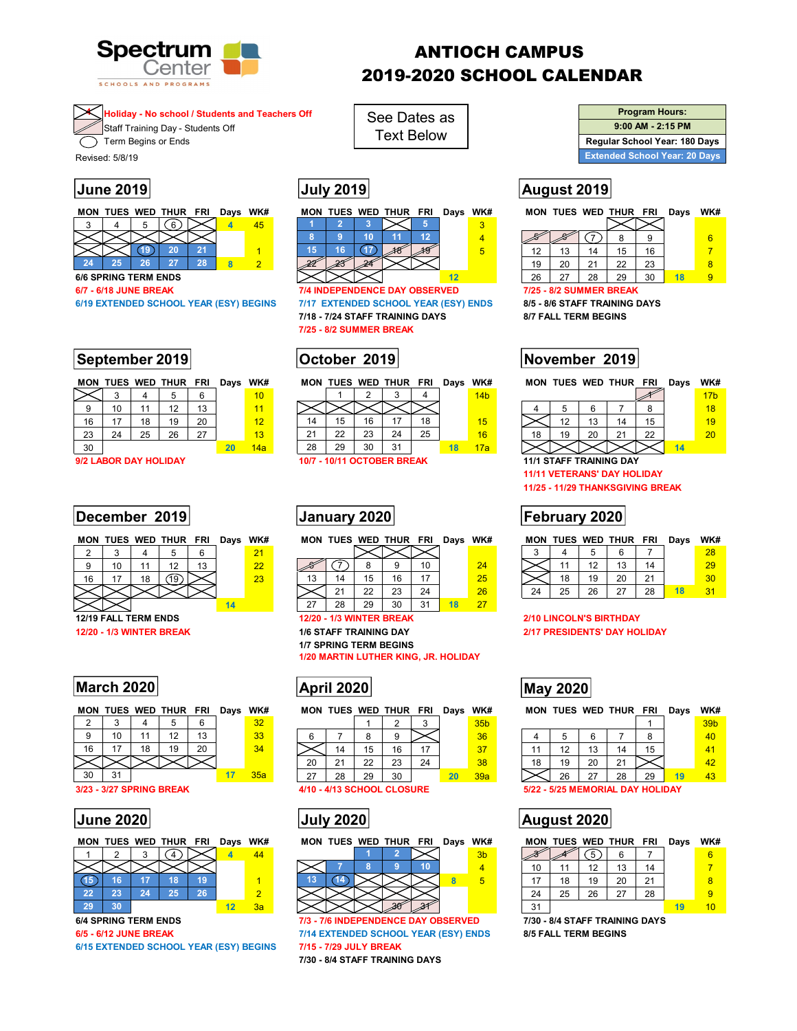# Spectrum Center
SCHOOLS AND PROGRAMS

# ANTIOCH CAMPUS
# 2019-2020 SCHOOL CALENDAR

- Holiday - No school / Students and Teachers Off
- Staff Training Day - Students Off
- Term Begins or Ends

Revised: 5/8/19

See Dates as Text Below

| Program Hours: |
|---|
| 9:00 AM - 2:15 PM |
| Regular School Year: 180 Days |
| Extended School Year: 20 Days |

## June 2019

| MON | TUES | WED | THUR | FRI | Days | WK# |
|---|---|---|---|---|---|---|
| 3 | 4 | 5 | 6 | | 4 | 45 |
| | | | | | | |
| | | 19 | 20 | 21 | | 1 |
| 24 | 25 | 26 | 27 | 28 | 8 | 2 |

6/6 SPRING TERM ENDS
6/7 - 6/18 JUNE BREAK
6/19 EXTENDED SCHOOL YEAR (ESY) BEGINS

## July 2019

| MON | TUES | WED | THUR | FRI | Days | WK# |
|---|---|---|---|---|---|---|
| 1 | 2 | 3 | | 5 | | 3 |
| 8 | 9 | 10 | 11 | 12 | | 4 |
| 15 | 16 | 17 | 18 | 19 | | 5 |
| 22 | 23 | 24 | | | | |
| | | | | | 12 | |

7/4 INDEPENDENCE DAY OBSERVED
7/17 EXTENDED SCHOOL YEAR (ESY) ENDS
7/18 - 7/24 STAFF TRAINING DAYS
7/25 - 8/2 SUMMER BREAK

## August 2019

| MON | TUES | WED | THUR | FRI | Days | WK# |
|---|---|---|---|---|---|---|
| | | | | | | |
| 5 | 6 | 7 | 8 | 9 | | 6 |
| 12 | 13 | 14 | 15 | 16 | | 7 |
| 19 | 20 | 21 | 22 | 23 | | 8 |
| 26 | 27 | 28 | 29 | 30 | 18 | 9 |

7/25 - 8/2 SUMMER BREAK
8/5 - 8/6 STAFF TRAINING DAYS
8/7 FALL TERM BEGINS

## September 2019

| MON | TUES | WED | THUR | FRI | Days | WK# |
|---|---|---|---|---|---|---|
| | 3 | 4 | 5 | 6 | | 10 |
| 9 | 10 | 11 | 12 | 13 | | 11 |
| 16 | 17 | 18 | 19 | 20 | | 12 |
| 23 | 24 | 25 | 26 | 27 | | 13 |
| 30 | | | | | 20 | 14a |

9/2 LABOR DAY HOLIDAY

## October 2019

| MON | TUES | WED | THUR | FRI | Days | WK# |
|---|---|---|---|---|---|---|
| | 1 | 2 | 3 | 4 | | 14b |
| | | | | | | |
| 14 | 15 | 16 | 17 | 18 | | 15 |
| 21 | 22 | 23 | 24 | 25 | | 16 |
| 28 | 29 | 30 | 31 | | 18 | 17a |

10/7 - 10/11 OCTOBER BREAK

## November 2019

| MON | TUES | WED | THUR | FRI | Days | WK# |
|---|---|---|---|---|---|---|
| | | | | 1 | | 17b |
| 4 | 5 | 6 | 7 | 8 | | 18 |
| | 12 | 13 | 14 | 15 | | 19 |
| 18 | 19 | 20 | 21 | 22 | | 20 |
| | | | | | 14 | |

11/1 STAFF TRAINING DAY
11/11 VETERANS' DAY HOLIDAY
11/25 - 11/29 THANKSGIVING BREAK

## December 2019

| MON | TUES | WED | THUR | FRI | Days | WK# |
|---|---|---|---|---|---|---|
| 2 | 3 | 4 | 5 | 6 | | 21 |
| 9 | 10 | 11 | 12 | 13 | | 22 |
| 16 | 17 | 18 | 19 | | | 23 |
| | | | | | | |
| | | | | | 14 | |

12/19 FALL TERM ENDS
12/20 - 1/3 WINTER BREAK

## January 2020

| MON | TUES | WED | THUR | FRI | Days | WK# |
|---|---|---|---|---|---|---|
| | | | | | | |
| 6 | 7 | 8 | 9 | 10 | | 24 |
| 13 | 14 | 15 | 16 | 17 | | 25 |
| | 21 | 22 | 23 | 24 | | 26 |
| 27 | 28 | 29 | 30 | 31 | 18 | 27 |

12/20 - 1/3 WINTER BREAK
1/6 STAFF TRAINING DAY
1/7 SPRING TERM BEGINS
1/20 MARTIN LUTHER KING, JR. HOLIDAY

## February 2020

| MON | TUES | WED | THUR | FRI | Days | WK# |
|---|---|---|---|---|---|---|
| 3 | 4 | 5 | 6 | 7 | | 28 |
| | 11 | 12 | 13 | 14 | | 29 |
| | 18 | 19 | 20 | 21 | | 30 |
| 24 | 25 | 26 | 27 | 28 | 18 | 31 |

2/10 LINCOLN'S BIRTHDAY
2/17 PRESIDENTS' DAY HOLIDAY

## March 2020

| MON | TUES | WED | THUR | FRI | Days | WK# |
|---|---|---|---|---|---|---|
| 2 | 3 | 4 | 5 | 6 | | 32 |
| 9 | 10 | 11 | 12 | 13 | | 33 |
| 16 | 17 | 18 | 19 | 20 | | 34 |
| | | | | | | |
| 30 | 31 | | | | 17 | 35a |

3/23 - 3/27 SPRING BREAK

## April 2020

| MON | TUES | WED | THUR | FRI | Days | WK# |
|---|---|---|---|---|---|---|
| | | 1 | 2 | 3 | | 35b |
| 6 | 7 | 8 | 9 | | | 36 |
| | 14 | 15 | 16 | 17 | | 37 |
| 20 | 21 | 22 | 23 | 24 | | 38 |
| 27 | 28 | 29 | 30 | | 20 | 39a |

4/10 - 4/13 SCHOOL CLOSURE

## May 2020

| MON | TUES | WED | THUR | FRI | Days | WK# |
|---|---|---|---|---|---|---|
| | | | | 1 | | 39b |
| 4 | 5 | 6 | 7 | 8 | | 40 |
| 11 | 12 | 13 | 14 | 15 | | 41 |
| 18 | 19 | 20 | 21 | | | 42 |
| | 26 | 27 | 28 | 29 | 19 | 43 |

5/22 - 5/25 MEMORIAL DAY HOLIDAY

## June 2020

| MON | TUES | WED | THUR | FRI | Days | WK# |
|---|---|---|---|---|---|---|
| 1 | 2 | 3 | 4 | | 4 | 44 |
| | | | | | | |
| 15 | 16 | 17 | 18 | 19 | | 1 |
| 22 | 23 | 24 | 25 | 26 | | 2 |
| 29 | 30 | | | | 12 | 3a |

6/4 SPRING TERM ENDS
6/5 - 6/12 JUNE BREAK
6/15 EXTENDED SCHOOL YEAR (ESY) BEGINS

## July 2020

| MON | TUES | WED | THUR | FRI | Days | WK# |
|---|---|---|---|---|---|---|
| | | 1 | 2 | | | 3b |
| | 7 | 8 | 9 | 10 | | 4 |
| 13 | 14 | | | | 8 | 5 |
| | | | | | | |
| | | | 30 | 31 | | |

7/3 - 7/6 INDEPENDENCE DAY OBSERVED
7/14 EXTENDED SCHOOL YEAR (ESY) ENDS
7/15 - 7/29 JULY BREAK
7/30 - 8/4 STAFF TRAINING DAYS

## August 2020

| MON | TUES | WED | THUR | FRI | Days | WK# |
|---|---|---|---|---|---|---|
| 3 | 4 | 5 | 6 | 7 | | 6 |
| 10 | 11 | 12 | 13 | 14 | | 7 |
| 17 | 18 | 19 | 20 | 21 | | 8 |
| 24 | 25 | 26 | 27 | 28 | | 9 |
| 31 | | | | | 19 | 10 |

7/30 - 8/4 STAFF TRAINING DAYS
8/5 FALL TERM BEGINS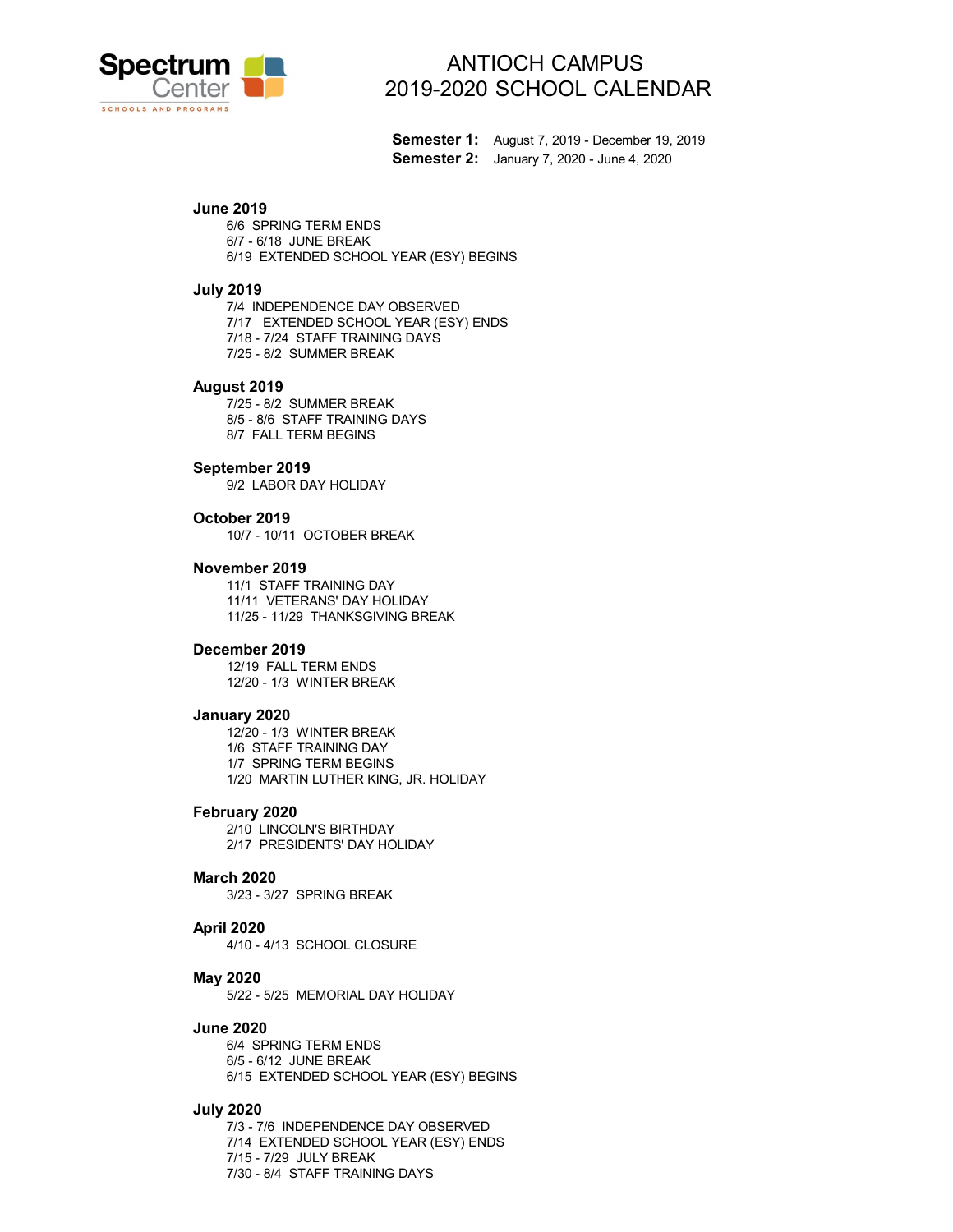Spectrum Center

SCHOOLS AND PROGRAMS

# ANTIOCH CAMPUS
# 2019-2020 SCHOOL CALENDAR

**Semester 1:** August 7, 2019 - December 19, 2019
**Semester 2:** January 7, 2020 - June 4, 2020

**June 2019**
- 6/6 SPRING TERM ENDS
- 6/7 - 6/18 JUNE BREAK
- 6/19 EXTENDED SCHOOL YEAR (ESY) BEGINS

**July 2019**
- 7/4 INDEPENDENCE DAY OBSERVED
- 7/17 EXTENDED SCHOOL YEAR (ESY) ENDS
- 7/18 - 7/24 STAFF TRAINING DAYS
- 7/25 - 8/2 SUMMER BREAK

**August 2019**
- 7/25 - 8/2 SUMMER BREAK
- 8/5 - 8/6 STAFF TRAINING DAYS
- 8/7 FALL TERM BEGINS

**September 2019**
- 9/2 LABOR DAY HOLIDAY

**October 2019**
- 10/7 - 10/11 OCTOBER BREAK

**November 2019**
- 11/1 STAFF TRAINING DAY
- 11/11 VETERANS' DAY HOLIDAY
- 11/25 - 11/29 THANKSGIVING BREAK

**December 2019**
- 12/19 FALL TERM ENDS
- 12/20 - 1/3 WINTER BREAK

**January 2020**
- 12/20 - 1/3 WINTER BREAK
- 1/6 STAFF TRAINING DAY
- 1/7 SPRING TERM BEGINS
- 1/20 MARTIN LUTHER KING, JR. HOLIDAY

**February 2020**
- 2/10 LINCOLN'S BIRTHDAY
- 2/17 PRESIDENTS' DAY HOLIDAY

**March 2020**
- 3/23 - 3/27 SPRING BREAK

**April 2020**
- 4/10 - 4/13 SCHOOL CLOSURE

**May 2020**
- 5/22 - 5/25 MEMORIAL DAY HOLIDAY

**June 2020**
- 6/4 SPRING TERM ENDS
- 6/5 - 6/12 JUNE BREAK
- 6/15 EXTENDED SCHOOL YEAR (ESY) BEGINS

**July 2020**
- 7/3 - 7/6 INDEPENDENCE DAY OBSERVED
- 7/14 EXTENDED SCHOOL YEAR (ESY) ENDS
- 7/15 - 7/29 JULY BREAK
- 7/30 - 8/4 STAFF TRAINING DAYS